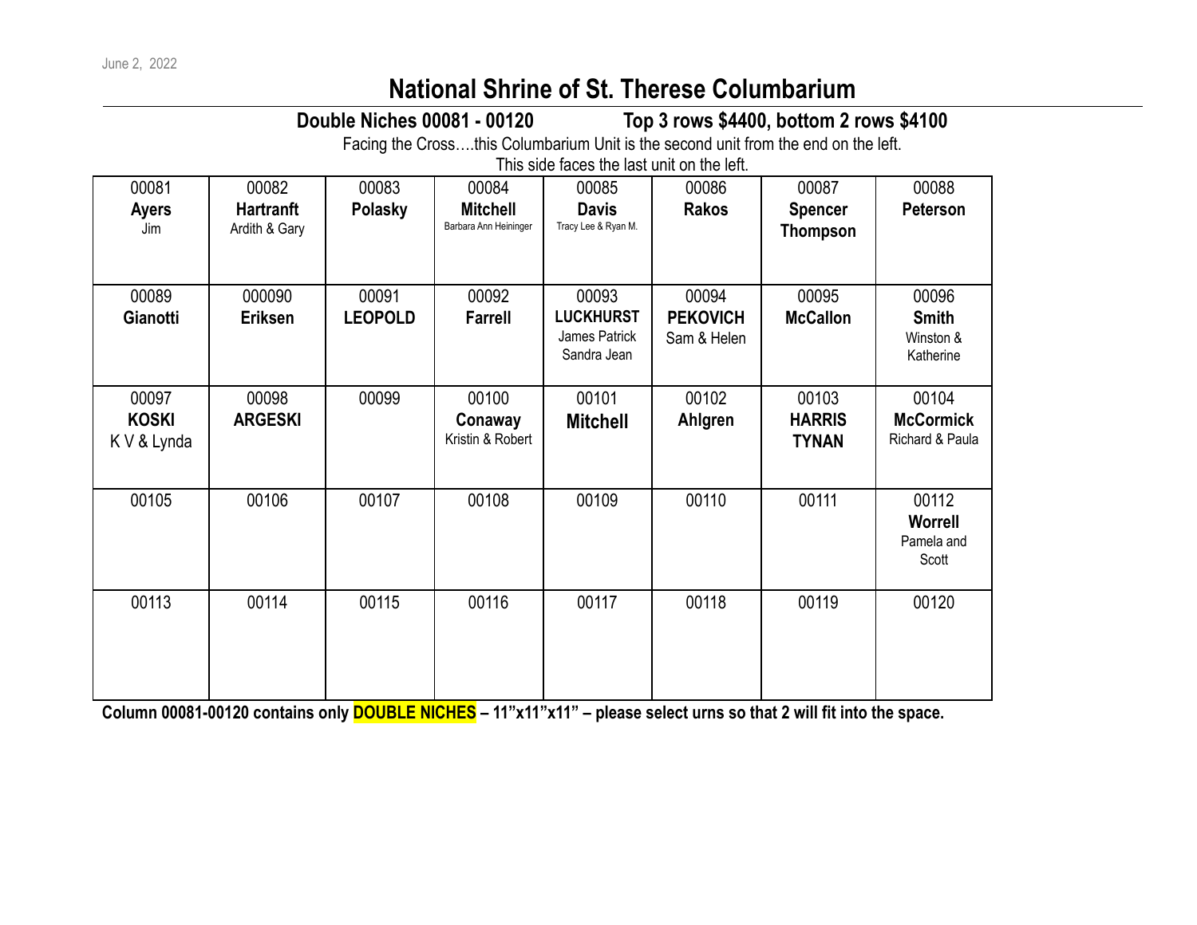June 2, 2022

# National Shrine of St. Therese Columbarium

**Double Niches 00081 - 00120** **Top 3 rows $4400, bottom 2 rows $4100**

Facing the Cross….this Columbarium Unit is the second unit from the end on the left.
This side faces the last unit on the left.

| | | | | | | | |
|---|---|---|---|---|---|---|---|
| 00081 **Ayers** Jim | 00082 **Hartranft** Ardith & Gary | 00083 **Polasky** | 00084 **Mitchell** Barbara Ann Heininger | 00085 **Davis** Tracy Lee & Ryan M. | 00086 **Rakos** | 00087 **Spencer Thompson** | 00088 **Peterson** |
| 00089 **Gianotti** | 000090 **Eriksen** | 00091 **LEOPOLD** | 00092 **Farrell** | 00093 **LUCKHURST** James Patrick Sandra Jean | 00094 **PEKOVICH** Sam & Helen | 00095 **McCallon** | 00096 **Smith** Winston & Katherine |
| 00097 **KOSKI** K V & Lynda | 00098 **ARGESKI** | 00099 | 00100 **Conaway** Kristin & Robert | 00101 **Mitchell** | 00102 **Ahlgren** | 00103 **HARRIS TYNAN** | 00104 **McCormick** Richard & Paula |
| 00105 | 00106 | 00107 | 00108 | 00109 | 00110 | 00111 | 00112 **Worrell** Pamela and Scott |
| 00113 | 00114 | 00115 | 00116 | 00117 | 00118 | 00119 | 00120 |

**Column 00081-00120 contains only DOUBLE NICHES – 11"x11"x11" – please select urns so that 2 will fit into the space.**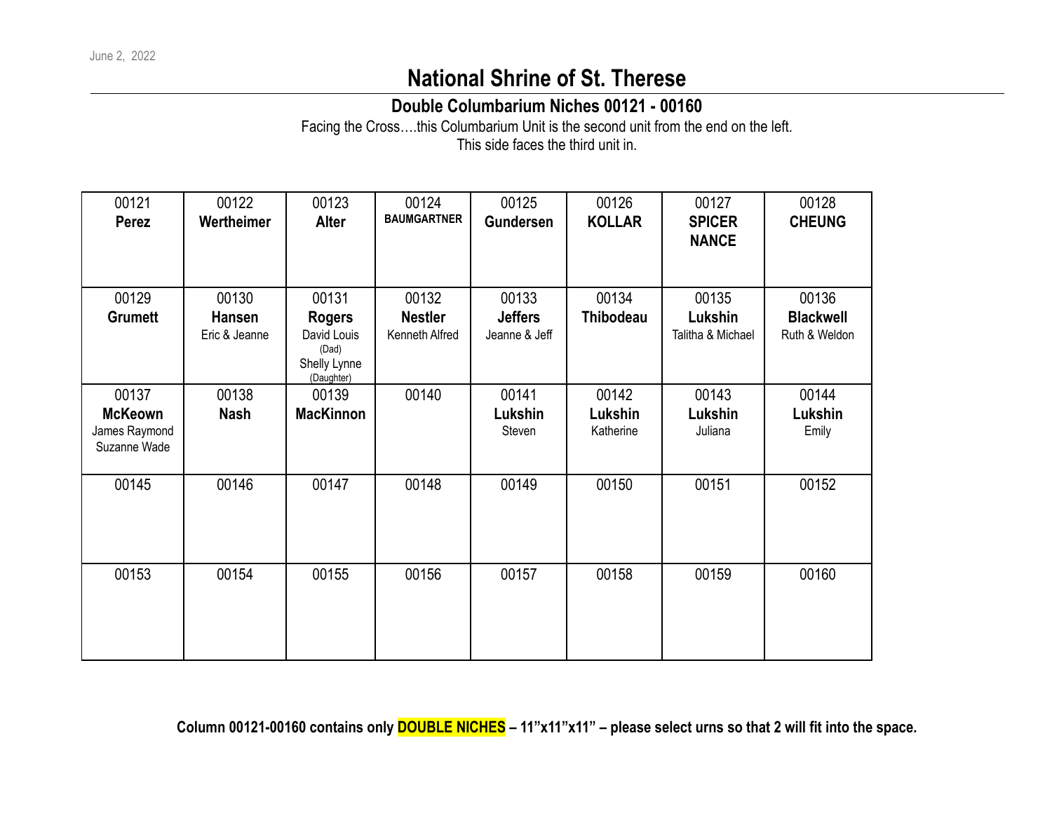June 2, 2022

# National Shrine of St. Therese

## Double Columbarium Niches 00121 - 00160

Facing the Cross….this Columbarium Unit is the second unit from the end on the left.
This side faces the third unit in.

| | | | | | | | |
|---|---|---|---|---|---|---|---|
| 00121 **Perez** | 00122 **Wertheimer** | 00123 **Alter** | 00124 **BAUMGARTNER** | 00125 **Gundersen** | 00126 **KOLLAR** | 00127 **SPICER NANCE** | 00128 **CHEUNG** |
| 00129 **Grumett** | 00130 **Hansen** Eric & Jeanne | 00131 **Rogers** David Louis (Dad) Shelly Lynne (Daughter) | 00132 **Nestler** Kenneth Alfred | 00133 **Jeffers** Jeanne & Jeff | 00134 **Thibodeau** | 00135 **Lukshin** Talitha & Michael | 00136 **Blackwell** Ruth & Weldon |
| 00137 **McKeown** James Raymond Suzanne Wade | 00138 **Nash** | 00139 **MacKinnon** | 00140 | 00141 **Lukshin** Steven | 00142 **Lukshin** Katherine | 00143 **Lukshin** Juliana | 00144 **Lukshin** Emily |
| 00145 | 00146 | 00147 | 00148 | 00149 | 00150 | 00151 | 00152 |
| 00153 | 00154 | 00155 | 00156 | 00157 | 00158 | 00159 | 00160 |

**Column 00121-00160 contains only DOUBLE NICHES – 11"x11"x11" – please select urns so that 2 will fit into the space.**